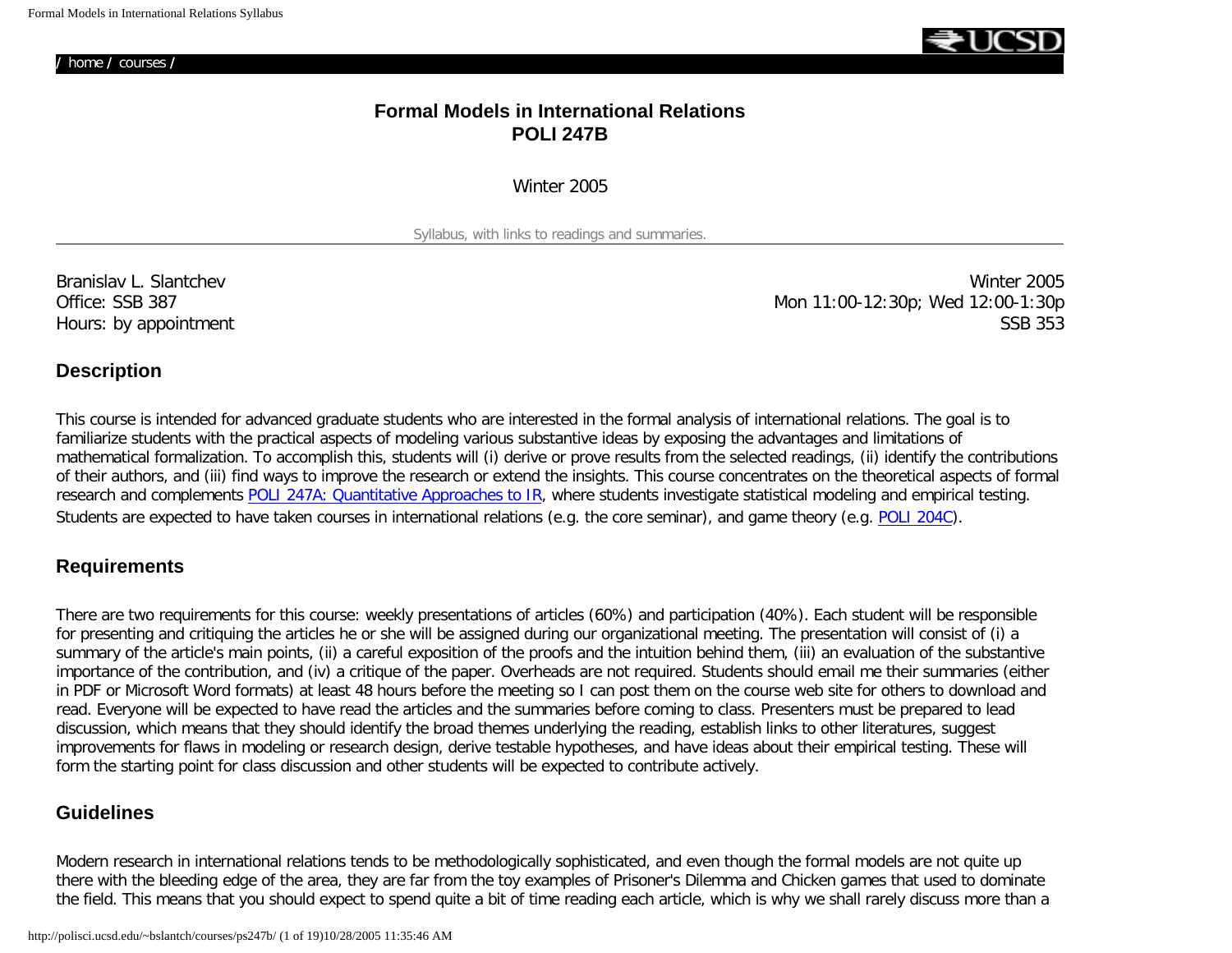/ home / courses /

# Formal Models in International Relations
## POLI 247B

Winter 2005

Syllabus, with links to readings and summaries.

---

Branislav L. Slantchev
Office: SSB 387
Hours: by appointment

Winter 2005
Mon 11:00-12:30p; Wed 12:00-1:30p
SSB 353

## Description

This course is intended for advanced graduate students who are interested in the formal analysis of international relations. The goal is to familiarize students with the practical aspects of modeling various substantive ideas by exposing the advantages and limitations of mathematical formalization. To accomplish this, students will (i) derive or prove results from the selected readings, (ii) identify the contributions of their authors, and (iii) find ways to improve the research or extend the insights. This course concentrates on the theoretical aspects of formal research and complements POLI 247A: Quantitative Approaches to IR, where students investigate statistical modeling and empirical testing. Students are expected to have taken courses in international relations (e.g. the core seminar), and game theory (e.g. POLI 204C).

## Requirements

There are two requirements for this course: weekly presentations of articles (60%) and participation (40%). Each student will be responsible for presenting and critiquing the articles he or she will be assigned during our organizational meeting. The presentation will consist of (i) a summary of the article's main points, (ii) a careful exposition of the proofs and the intuition behind them, (iii) an evaluation of the substantive importance of the contribution, and (iv) a critique of the paper. Overheads are not required. Students should email me their summaries (either in PDF or Microsoft Word formats) at least 48 hours before the meeting so I can post them on the course web site for others to download and read. Everyone will be expected to have read the articles and the summaries before coming to class. Presenters must be prepared to lead discussion, which means that they should identify the broad themes underlying the reading, establish links to other literatures, suggest improvements for flaws in modeling or research design, derive testable hypotheses, and have ideas about their empirical testing. These will form the starting point for class discussion and other students will be expected to contribute actively.

## Guidelines

Modern research in international relations tends to be methodologically sophisticated, and even though the formal models are not quite up there with the bleeding edge of the area, they are far from the toy examples of Prisoner's Dilemma and Chicken games that used to dominate the field. This means that you should expect to spend quite a bit of time reading each article, which is why we shall rarely discuss more than a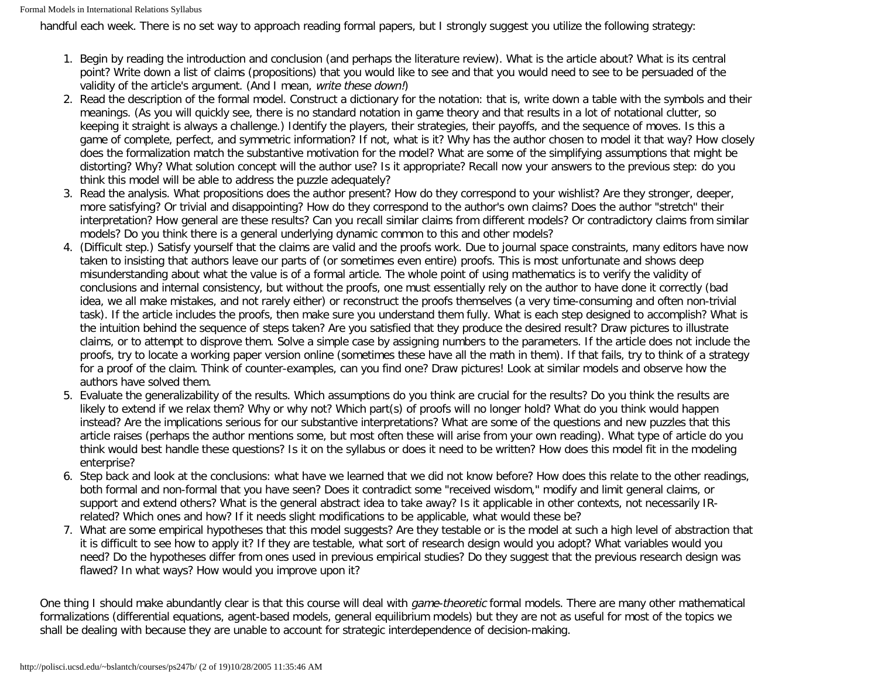handful each week. There is no set way to approach reading formal papers, but I strongly suggest you utilize the following strategy:

1. Begin by reading the introduction and conclusion (and perhaps the literature review). What is the article about? What is its central point? Write down a list of claims (propositions) that you would like to see and that you would need to see to be persuaded of the validity of the article's argument. (And I mean, *write these down!*)
2. Read the description of the formal model. Construct a dictionary for the notation: that is, write down a table with the symbols and their meanings. (As you will quickly see, there is no standard notation in game theory and that results in a lot of notational clutter, so keeping it straight is always a challenge.) Identify the players, their strategies, their payoffs, and the sequence of moves. Is this a game of complete, perfect, and symmetric information? If not, what is it? Why has the author chosen to model it that way? How closely does the formalization match the substantive motivation for the model? What are some of the simplifying assumptions that might be distorting? Why? What solution concept will the author use? Is it appropriate? Recall now your answers to the previous step: do you think this model will be able to address the puzzle adequately?
3. Read the analysis. What propositions does the author present? How do they correspond to your wishlist? Are they stronger, deeper, more satisfying? Or trivial and disappointing? How do they correspond to the author's own claims? Does the author "stretch" their interpretation? How general are these results? Can you recall similar claims from different models? Or contradictory claims from similar models? Do you think there is a general underlying dynamic common to this and other models?
4. (Difficult step.) Satisfy yourself that the claims are valid and the proofs work. Due to journal space constraints, many editors have now taken to insisting that authors leave our parts of (or sometimes even entire) proofs. This is most unfortunate and shows deep misunderstanding about what the value is of a formal article. The whole point of using mathematics is to verify the validity of conclusions and internal consistency, but without the proofs, one must essentially rely on the author to have done it correctly (bad idea, we all make mistakes, and not rarely either) or reconstruct the proofs themselves (a very time-consuming and often non-trivial task). If the article includes the proofs, then make sure you understand them fully. What is each step designed to accomplish? What is the intuition behind the sequence of steps taken? Are you satisfied that they produce the desired result? Draw pictures to illustrate claims, or to attempt to disprove them. Solve a simple case by assigning numbers to the parameters. If the article does not include the proofs, try to locate a working paper version online (sometimes these have all the math in them). If that fails, try to think of a strategy for a proof of the claim. Think of counter-examples, can you find one? Draw pictures! Look at similar models and observe how the authors have solved them.
5. Evaluate the generalizability of the results. Which assumptions do you think are crucial for the results? Do you think the results are likely to extend if we relax them? Why or why not? Which part(s) of proofs will no longer hold? What do you think would happen instead? Are the implications serious for our substantive interpretations? What are some of the questions and new puzzles that this article raises (perhaps the author mentions some, but most often these will arise from your own reading). What type of article do you think would best handle these questions? Is it on the syllabus or does it need to be written? How does this model fit in the modeling enterprise?
6. Step back and look at the conclusions: what have we learned that we did not know before? How does this relate to the other readings, both formal and non-formal that you have seen? Does it contradict some "received wisdom," modify and limit general claims, or support and extend others? What is the general abstract idea to take away? Is it applicable in other contexts, not necessarily IR-related? Which ones and how? If it needs slight modifications to be applicable, what would these be?
7. What are some empirical hypotheses that this model suggests? Are they testable or is the model at such a high level of abstraction that it is difficult to see how to apply it? If they are testable, what sort of research design would you adopt? What variables would you need? Do the hypotheses differ from ones used in previous empirical studies? Do they suggest that the previous research design was flawed? In what ways? How would you improve upon it?

One thing I should make abundantly clear is that this course will deal with *game-theoretic* formal models. There are many other mathematical formalizations (differential equations, agent-based models, general equilibrium models) but they are not as useful for most of the topics we shall be dealing with because they are unable to account for strategic interdependence of decision-making.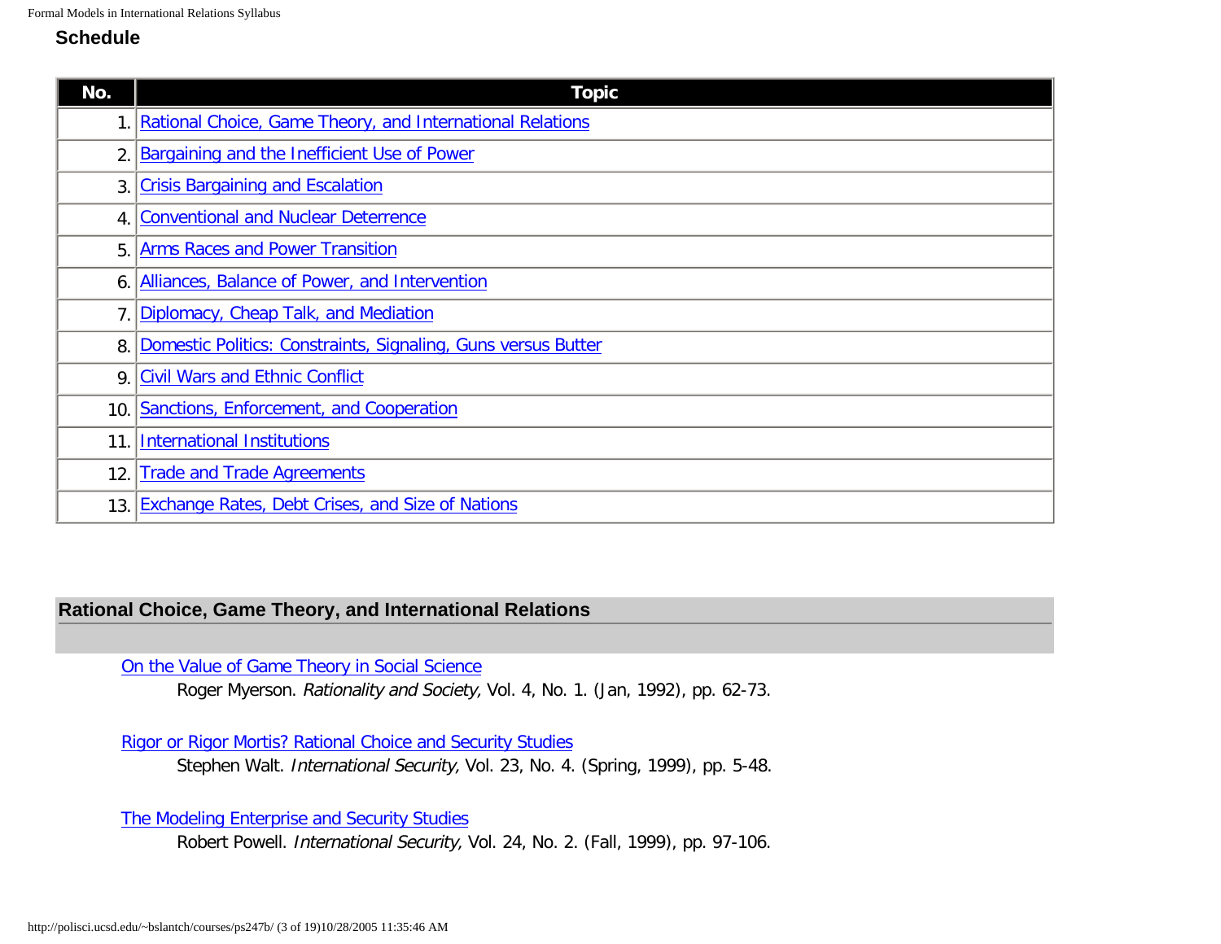## Schedule

| No. | Topic |
|---|---|
| 1. | Rational Choice, Game Theory, and International Relations |
| 2. | Bargaining and the Inefficient Use of Power |
| 3. | Crisis Bargaining and Escalation |
| 4. | Conventional and Nuclear Deterrence |
| 5. | Arms Races and Power Transition |
| 6. | Alliances, Balance of Power, and Intervention |
| 7. | Diplomacy, Cheap Talk, and Mediation |
| 8. | Domestic Politics: Constraints, Signaling, Guns versus Butter |
| 9. | Civil Wars and Ethnic Conflict |
| 10. | Sanctions, Enforcement, and Cooperation |
| 11. | International Institutions |
| 12. | Trade and Trade Agreements |
| 13. | Exchange Rates, Debt Crises, and Size of Nations |

### Rational Choice, Game Theory, and International Relations

On the Value of Game Theory in Social Science
Roger Myerson. *Rationality and Society,* Vol. 4, No. 1. (Jan, 1992), pp. 62-73.

Rigor or Rigor Mortis? Rational Choice and Security Studies
Stephen Walt. *International Security,* Vol. 23, No. 4. (Spring, 1999), pp. 5-48.

The Modeling Enterprise and Security Studies
Robert Powell. *International Security,* Vol. 24, No. 2. (Fall, 1999), pp. 97-106.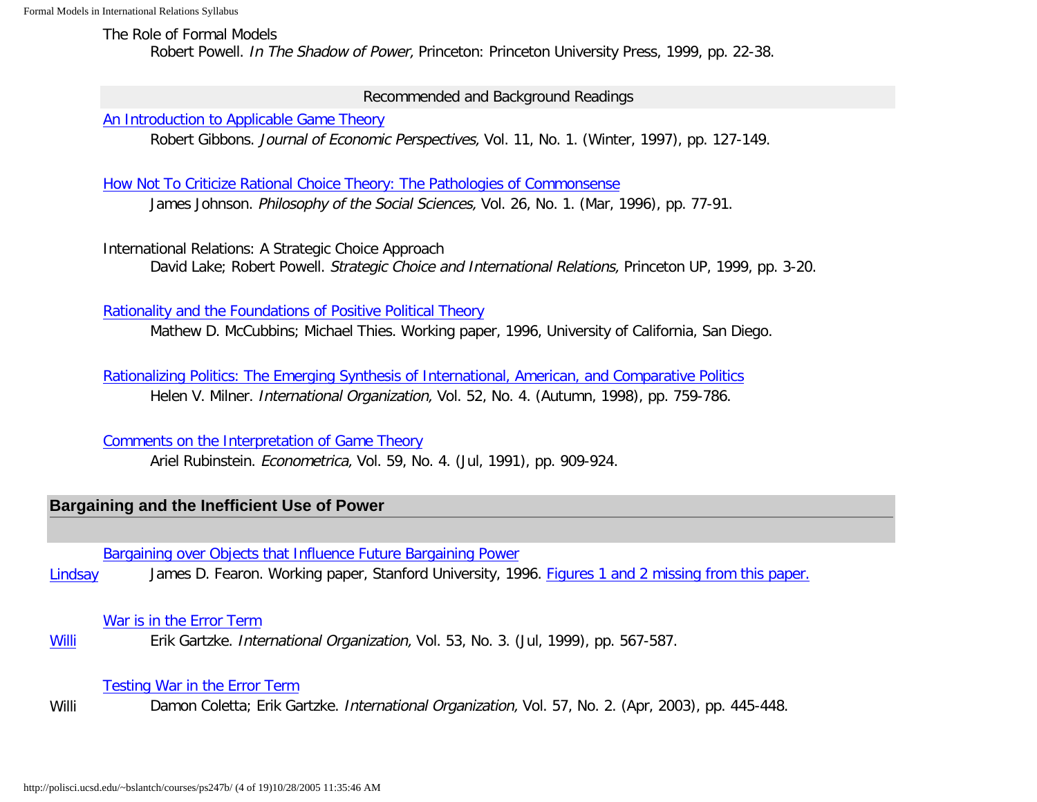The Role of Formal Models
Robert Powell. *In The Shadow of Power,* Princeton: Princeton University Press, 1999, pp. 22-38.

### Recommended and Background Readings

An Introduction to Applicable Game Theory
Robert Gibbons. *Journal of Economic Perspectives,* Vol. 11, No. 1. (Winter, 1997), pp. 127-149.

How Not To Criticize Rational Choice Theory: The Pathologies of Commonsense
James Johnson. *Philosophy of the Social Sciences,* Vol. 26, No. 1. (Mar, 1996), pp. 77-91.

International Relations: A Strategic Choice Approach
David Lake; Robert Powell. *Strategic Choice and International Relations,* Princeton UP, 1999, pp. 3-20.

Rationality and the Foundations of Positive Political Theory
Mathew D. McCubbins; Michael Thies. Working paper, 1996, University of California, San Diego.

Rationalizing Politics: The Emerging Synthesis of International, American, and Comparative Politics
Helen V. Milner. *International Organization,* Vol. 52, No. 4. (Autumn, 1998), pp. 759-786.

Comments on the Interpretation of Game Theory
Ariel Rubinstein. *Econometrica,* Vol. 59, No. 4. (Jul, 1991), pp. 909-924.

## Bargaining and the Inefficient Use of Power

Bargaining over Objects that Influence Future Bargaining Power
Lindsay — James D. Fearon. Working paper, Stanford University, 1996. Figures 1 and 2 missing from this paper.

War is in the Error Term
Willi — Erik Gartzke. *International Organization,* Vol. 53, No. 3. (Jul, 1999), pp. 567-587.

Testing War in the Error Term
Willi — Damon Coletta; Erik Gartzke. *International Organization,* Vol. 57, No. 2. (Apr, 2003), pp. 445-448.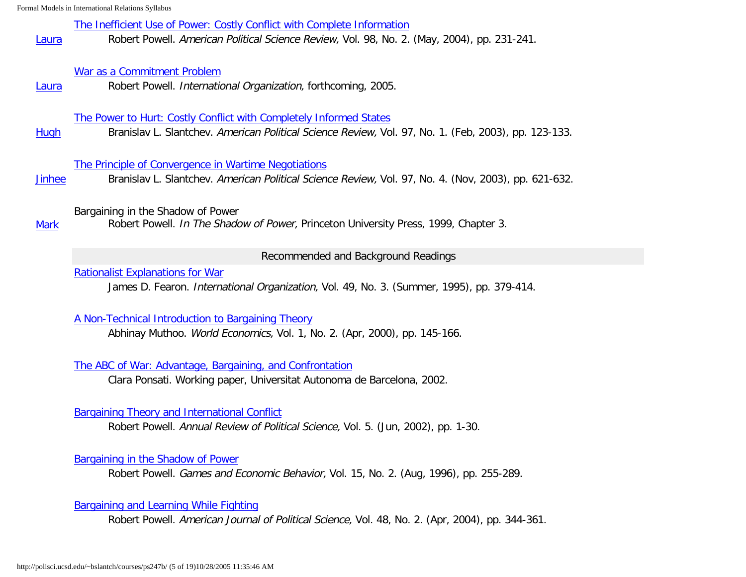| | |
|---|---|
| Laura | The Inefficient Use of Power: Costly Conflict with Complete Information<br>Robert Powell. *American Political Science Review,* Vol. 98, No. 2. (May, 2004), pp. 231-241. |
| Laura | War as a Commitment Problem<br>Robert Powell. *International Organization,* forthcoming, 2005. |
| Hugh | The Power to Hurt: Costly Conflict with Completely Informed States<br>Branislav L. Slantchev. *American Political Science Review,* Vol. 97, No. 1. (Feb, 2003), pp. 123-133. |
| Jinhee | The Principle of Convergence in Wartime Negotiations<br>Branislav L. Slantchev. *American Political Science Review,* Vol. 97, No. 4. (Nov, 2003), pp. 621-632. |
| Mark | Bargaining in the Shadow of Power<br>Robert Powell. *In The Shadow of Power,* Princeton University Press, 1999, Chapter 3. |

### Recommended and Background Readings

Rationalist Explanations for War
James D. Fearon. *International Organization,* Vol. 49, No. 3. (Summer, 1995), pp. 379-414.

A Non-Technical Introduction to Bargaining Theory
Abhinay Muthoo. *World Economics,* Vol. 1, No. 2. (Apr, 2000), pp. 145-166.

The ABC of War: Advantage, Bargaining, and Confrontation
Clara Ponsati. Working paper, Universitat Autonoma de Barcelona, 2002.

Bargaining Theory and International Conflict
Robert Powell. *Annual Review of Political Science,* Vol. 5. (Jun, 2002), pp. 1-30.

Bargaining in the Shadow of Power
Robert Powell. *Games and Economic Behavior,* Vol. 15, No. 2. (Aug, 1996), pp. 255-289.

Bargaining and Learning While Fighting
Robert Powell. *American Journal of Political Science,* Vol. 48, No. 2. (Apr, 2004), pp. 344-361.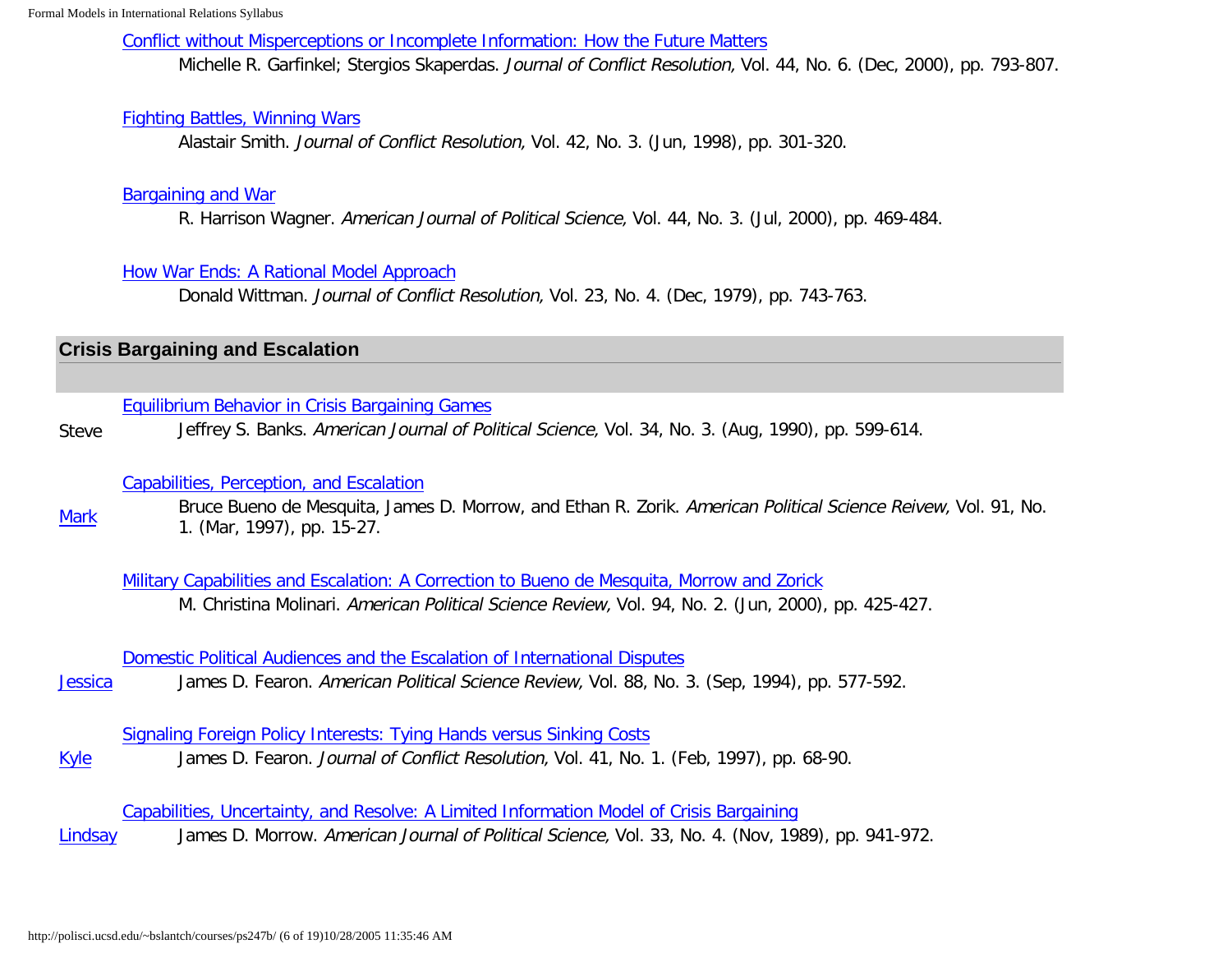[Conflict without Misperceptions or Incomplete Information: How the Future Matters]
Michelle R. Garfinkel; Stergios Skaperdas. *Journal of Conflict Resolution,* Vol. 44, No. 6. (Dec, 2000), pp. 793-807.

[Fighting Battles, Winning Wars]
Alastair Smith. *Journal of Conflict Resolution,* Vol. 42, No. 3. (Jun, 1998), pp. 301-320.

[Bargaining and War]
R. Harrison Wagner. *American Journal of Political Science,* Vol. 44, No. 3. (Jul, 2000), pp. 469-484.

[How War Ends: A Rational Model Approach]
Donald Wittman. *Journal of Conflict Resolution,* Vol. 23, No. 4. (Dec, 1979), pp. 743-763.

## Crisis Bargaining and Escalation

Steve — [Equilibrium Behavior in Crisis Bargaining Games]
Jeffrey S. Banks. *American Journal of Political Science,* Vol. 34, No. 3. (Aug, 1990), pp. 599-614.

[Mark] — [Capabilities, Perception, and Escalation]
Bruce Bueno de Mesquita, James D. Morrow, and Ethan R. Zorik. *American Political Science Reivew,* Vol. 91, No. 1. (Mar, 1997), pp. 15-27.

[Military Capabilities and Escalation: A Correction to Bueno de Mesquita, Morrow and Zorick]
M. Christina Molinari. *American Political Science Review,* Vol. 94, No. 2. (Jun, 2000), pp. 425-427.

[Jessica] — [Domestic Political Audiences and the Escalation of International Disputes]
James D. Fearon. *American Political Science Review,* Vol. 88, No. 3. (Sep, 1994), pp. 577-592.

[Kyle] — [Signaling Foreign Policy Interests: Tying Hands versus Sinking Costs]
James D. Fearon. *Journal of Conflict Resolution,* Vol. 41, No. 1. (Feb, 1997), pp. 68-90.

[Lindsay] — [Capabilities, Uncertainty, and Resolve: A Limited Information Model of Crisis Bargaining]
James D. Morrow. *American Journal of Political Science,* Vol. 33, No. 4. (Nov, 1989), pp. 941-972.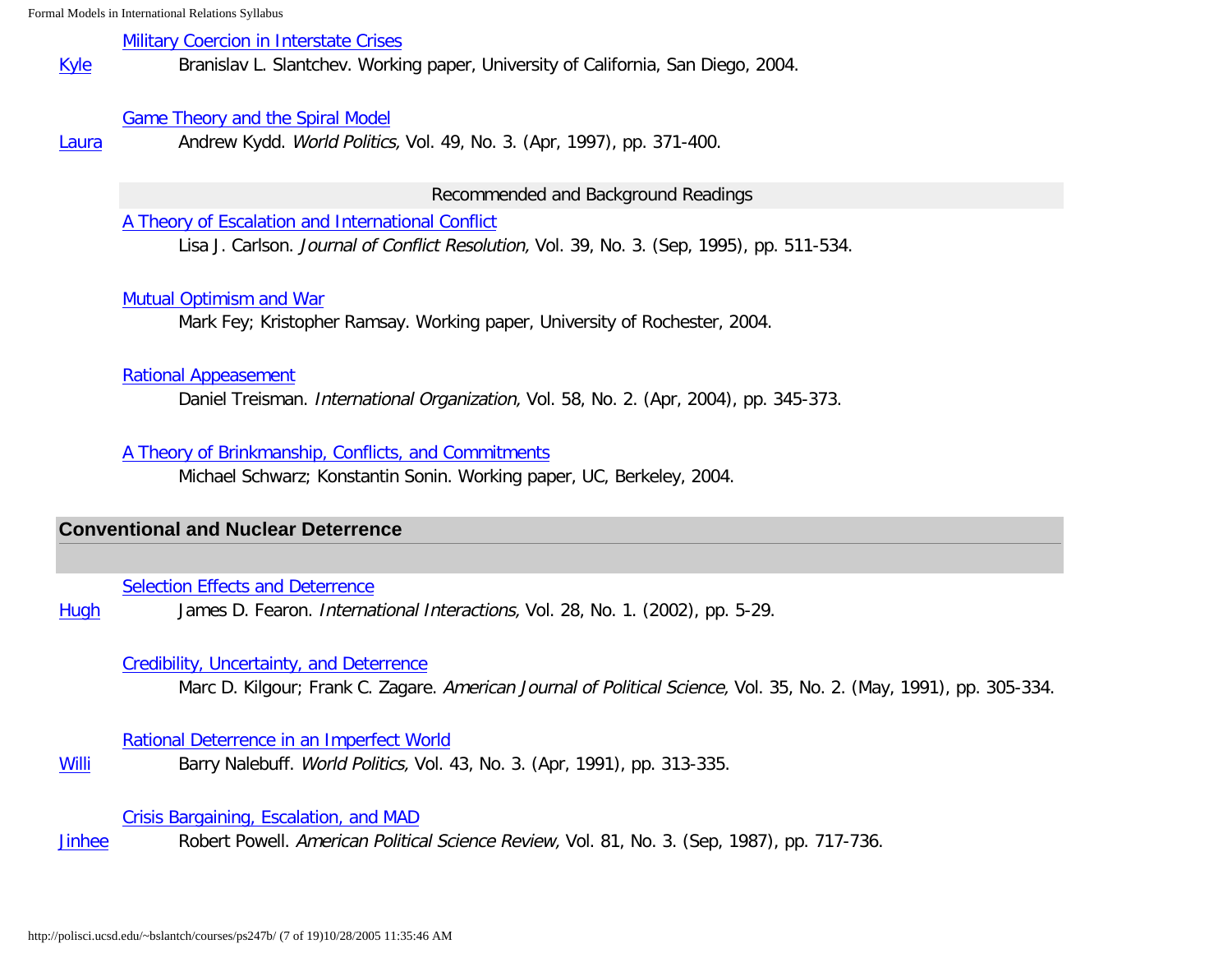[Military Coercion in Interstate Crises]

[Kyle] Branislav L. Slantchev. Working paper, University of California, San Diego, 2004.

[Game Theory and the Spiral Model]

[Laura] Andrew Kydd. *World Politics,* Vol. 49, No. 3. (Apr, 1997), pp. 371-400.

Recommended and Background Readings

[A Theory of Escalation and International Conflict]
Lisa J. Carlson. *Journal of Conflict Resolution,* Vol. 39, No. 3. (Sep, 1995), pp. 511-534.

[Mutual Optimism and War]
Mark Fey; Kristopher Ramsay. Working paper, University of Rochester, 2004.

[Rational Appeasement]
Daniel Treisman. *International Organization,* Vol. 58, No. 2. (Apr, 2004), pp. 345-373.

[A Theory of Brinkmanship, Conflicts, and Commitments]
Michael Schwarz; Konstantin Sonin. Working paper, UC, Berkeley, 2004.

## Conventional and Nuclear Deterrence

[Selection Effects and Deterrence]

[Hugh] James D. Fearon. *International Interactions,* Vol. 28, No. 1. (2002), pp. 5-29.

[Credibility, Uncertainty, and Deterrence]
Marc D. Kilgour; Frank C. Zagare. *American Journal of Political Science,* Vol. 35, No. 2. (May, 1991), pp. 305-334.

[Rational Deterrence in an Imperfect World]

[Willi] Barry Nalebuff. *World Politics,* Vol. 43, No. 3. (Apr, 1991), pp. 313-335.

[Crisis Bargaining, Escalation, and MAD]

[Jinhee] Robert Powell. *American Political Science Review,* Vol. 81, No. 3. (Sep, 1987), pp. 717-736.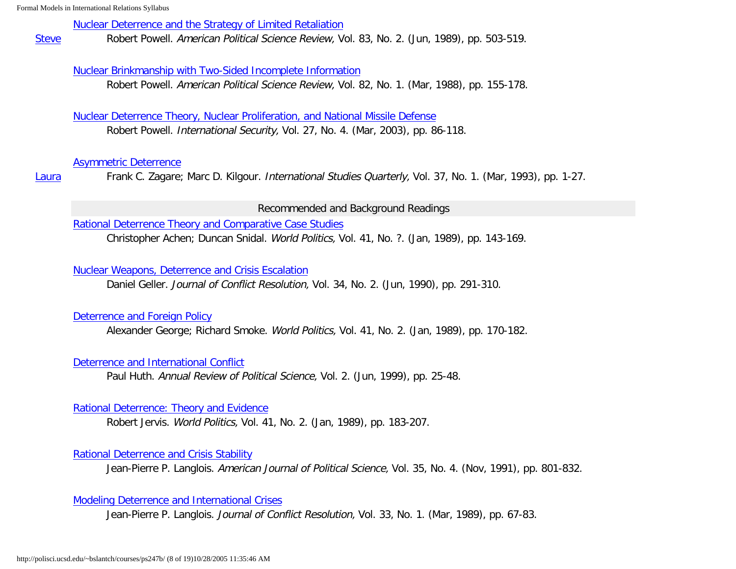Steve — Nuclear Deterrence and the Strategy of Limited Retaliation
Robert Powell. *American Political Science Review,* Vol. 83, No. 2. (Jun, 1989), pp. 503-519.

Nuclear Brinkmanship with Two-Sided Incomplete Information
Robert Powell. *American Political Science Review,* Vol. 82, No. 1. (Mar, 1988), pp. 155-178.

Nuclear Deterrence Theory, Nuclear Proliferation, and National Missile Defense
Robert Powell. *International Security,* Vol. 27, No. 4. (Mar, 2003), pp. 86-118.

Laura — Asymmetric Deterrence
Frank C. Zagare; Marc D. Kilgour. *International Studies Quarterly,* Vol. 37, No. 1. (Mar, 1993), pp. 1-27.

### Recommended and Background Readings

Rational Deterrence Theory and Comparative Case Studies
Christopher Achen; Duncan Snidal. *World Politics,* Vol. 41, No. ?. (Jan, 1989), pp. 143-169.

Nuclear Weapons, Deterrence and Crisis Escalation
Daniel Geller. *Journal of Conflict Resolution,* Vol. 34, No. 2. (Jun, 1990), pp. 291-310.

Deterrence and Foreign Policy
Alexander George; Richard Smoke. *World Politics,* Vol. 41, No. 2. (Jan, 1989), pp. 170-182.

Deterrence and International Conflict
Paul Huth. *Annual Review of Political Science,* Vol. 2. (Jun, 1999), pp. 25-48.

Rational Deterrence: Theory and Evidence
Robert Jervis. *World Politics,* Vol. 41, No. 2. (Jan, 1989), pp. 183-207.

Rational Deterrence and Crisis Stability
Jean-Pierre P. Langlois. *American Journal of Political Science,* Vol. 35, No. 4. (Nov, 1991), pp. 801-832.

Modeling Deterrence and International Crises
Jean-Pierre P. Langlois. *Journal of Conflict Resolution,* Vol. 33, No. 1. (Mar, 1989), pp. 67-83.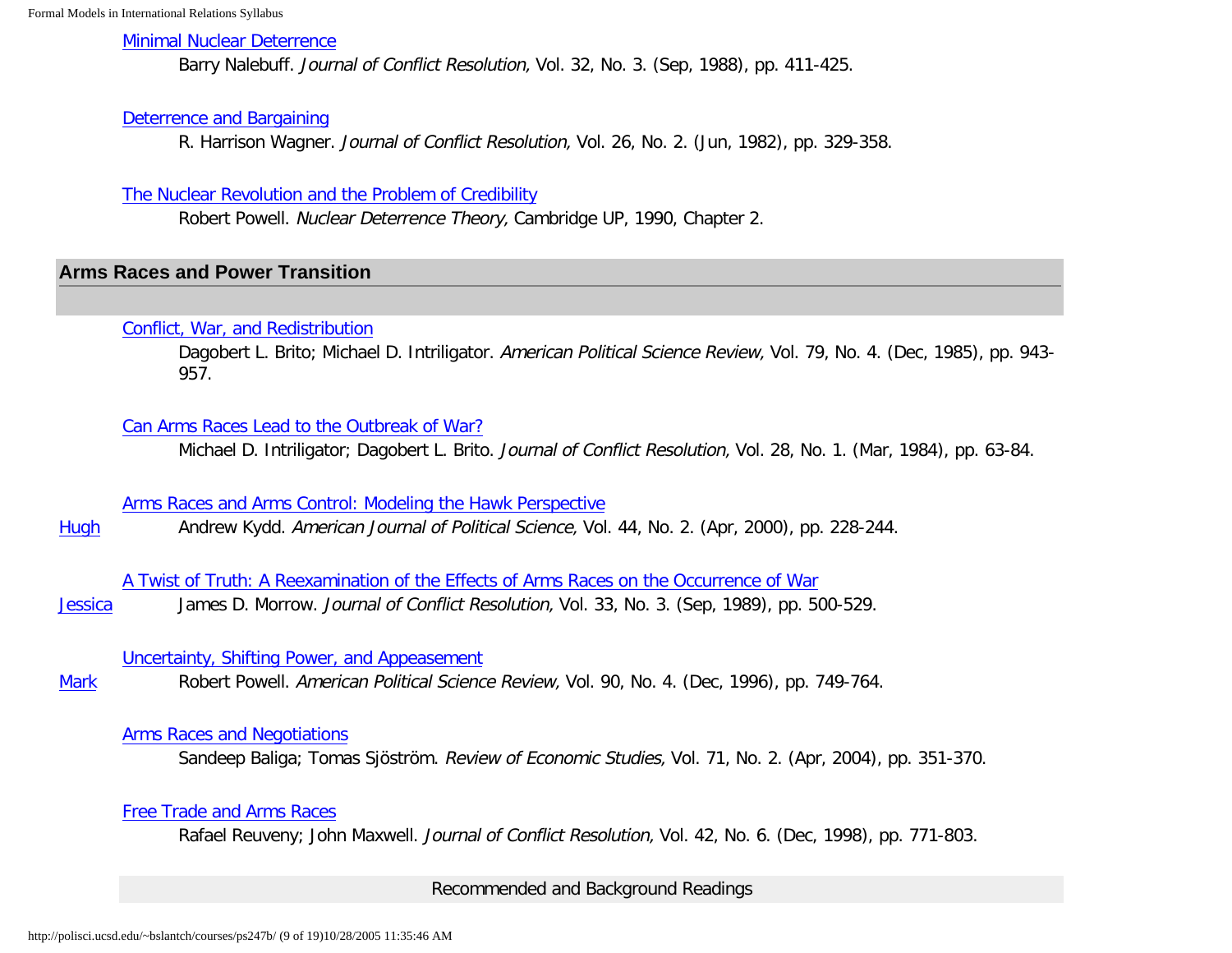[Minimal Nuclear Deterrence](#)
Barry Nalebuff. *Journal of Conflict Resolution,* Vol. 32, No. 3. (Sep, 1988), pp. 411-425.

[Deterrence and Bargaining](#)
R. Harrison Wagner. *Journal of Conflict Resolution,* Vol. 26, No. 2. (Jun, 1982), pp. 329-358.

[The Nuclear Revolution and the Problem of Credibility](#)
Robert Powell. *Nuclear Deterrence Theory,* Cambridge UP, 1990, Chapter 2.

## Arms Races and Power Transition

[Conflict, War, and Redistribution](#)
Dagobert L. Brito; Michael D. Intriligator. *American Political Science Review,* Vol. 79, No. 4. (Dec, 1985), pp. 943-957.

[Can Arms Races Lead to the Outbreak of War?](#)
Michael D. Intriligator; Dagobert L. Brito. *Journal of Conflict Resolution,* Vol. 28, No. 1. (Mar, 1984), pp. 63-84.

[Arms Races and Arms Control: Modeling the Hawk Perspective](#)
[Hugh](#) Andrew Kydd. *American Journal of Political Science,* Vol. 44, No. 2. (Apr, 2000), pp. 228-244.

[A Twist of Truth: A Reexamination of the Effects of Arms Races on the Occurrence of War](#)
[Jessica](#) James D. Morrow. *Journal of Conflict Resolution,* Vol. 33, No. 3. (Sep, 1989), pp. 500-529.

[Uncertainty, Shifting Power, and Appeasement](#)
[Mark](#) Robert Powell. *American Political Science Review,* Vol. 90, No. 4. (Dec, 1996), pp. 749-764.

[Arms Races and Negotiations](#)
Sandeep Baliga; Tomas Sjöström. *Review of Economic Studies,* Vol. 71, No. 2. (Apr, 2004), pp. 351-370.

[Free Trade and Arms Races](#)
Rafael Reuveny; John Maxwell. *Journal of Conflict Resolution,* Vol. 42, No. 6. (Dec, 1998), pp. 771-803.

Recommended and Background Readings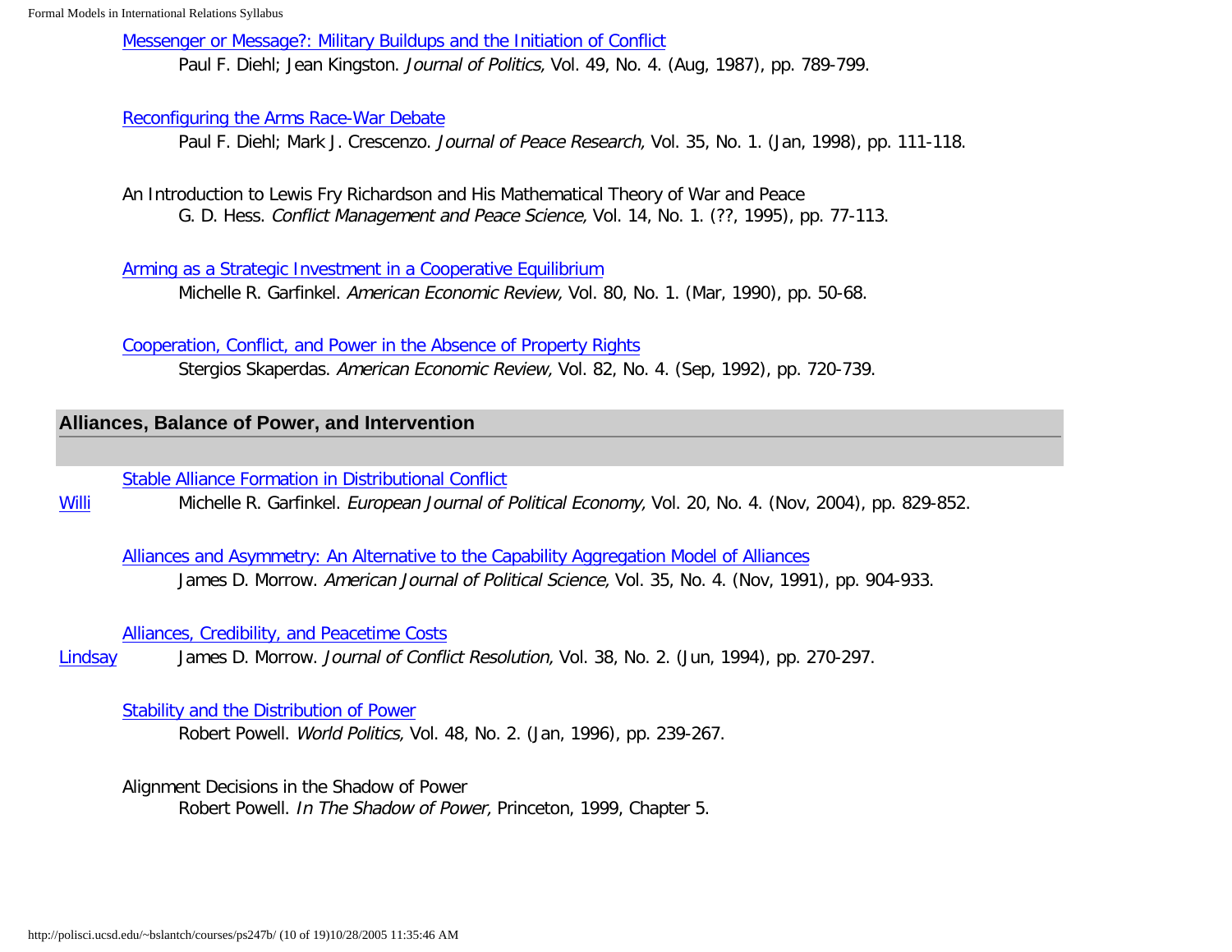Messenger or Message?: Military Buildups and the Initiation of Conflict
Paul F. Diehl; Jean Kingston. *Journal of Politics,* Vol. 49, No. 4. (Aug, 1987), pp. 789-799.

Reconfiguring the Arms Race-War Debate
Paul F. Diehl; Mark J. Crescenzo. *Journal of Peace Research,* Vol. 35, No. 1. (Jan, 1998), pp. 111-118.

An Introduction to Lewis Fry Richardson and His Mathematical Theory of War and Peace
G. D. Hess. *Conflict Management and Peace Science,* Vol. 14, No. 1. (??, 1995), pp. 77-113.

Arming as a Strategic Investment in a Cooperative Equilibrium
Michelle R. Garfinkel. *American Economic Review,* Vol. 80, No. 1. (Mar, 1990), pp. 50-68.

Cooperation, Conflict, and Power in the Absence of Property Rights
Stergios Skaperdas. *American Economic Review,* Vol. 82, No. 4. (Sep, 1992), pp. 720-739.

## Alliances, Balance of Power, and Intervention

Stable Alliance Formation in Distributional Conflict
Willi — Michelle R. Garfinkel. *European Journal of Political Economy,* Vol. 20, No. 4. (Nov, 2004), pp. 829-852.

Alliances and Asymmetry: An Alternative to the Capability Aggregation Model of Alliances
James D. Morrow. *American Journal of Political Science,* Vol. 35, No. 4. (Nov, 1991), pp. 904-933.

Alliances, Credibility, and Peacetime Costs
Lindsay — James D. Morrow. *Journal of Conflict Resolution,* Vol. 38, No. 2. (Jun, 1994), pp. 270-297.

Stability and the Distribution of Power
Robert Powell. *World Politics,* Vol. 48, No. 2. (Jan, 1996), pp. 239-267.

Alignment Decisions in the Shadow of Power
Robert Powell. *In The Shadow of Power,* Princeton, 1999, Chapter 5.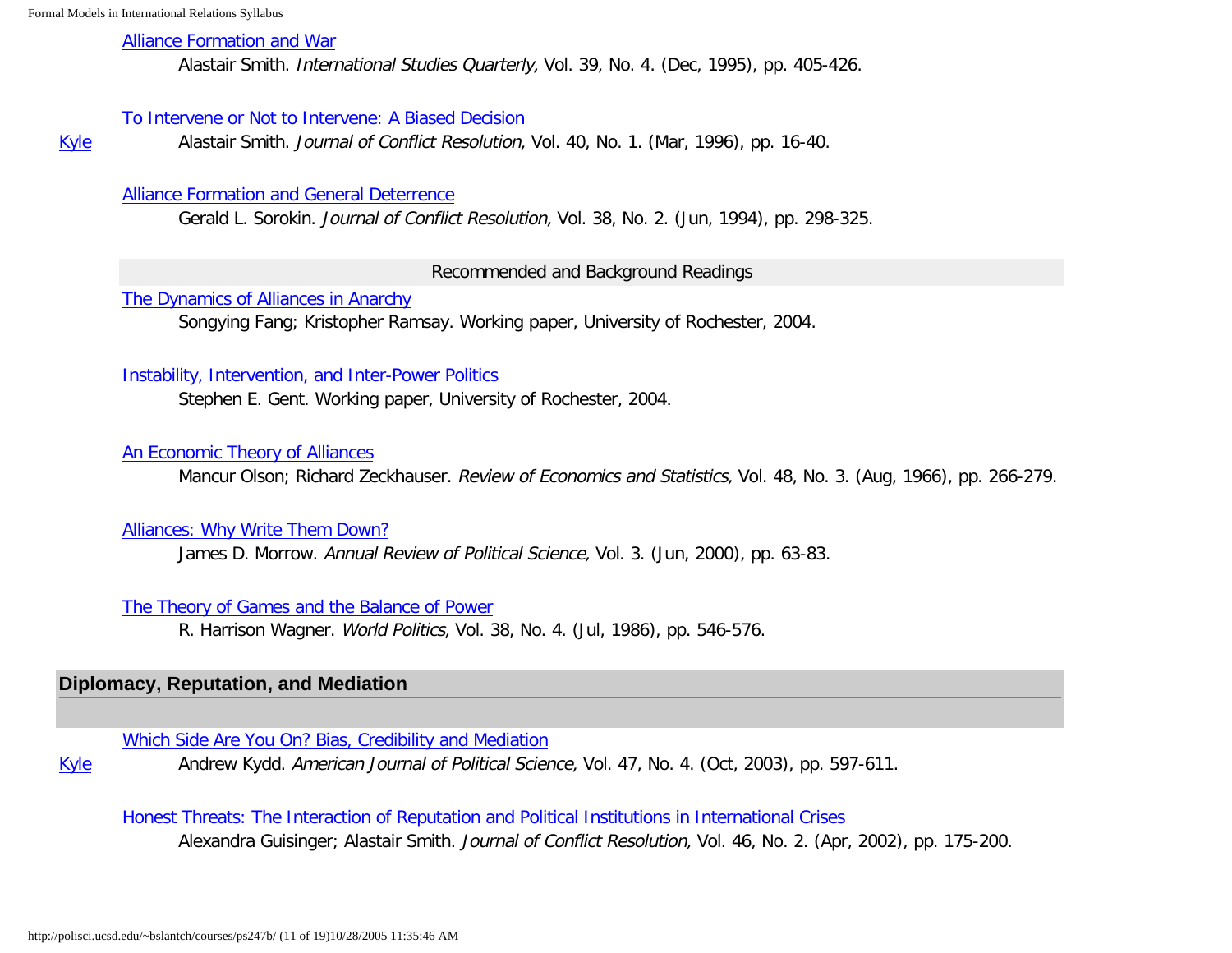[Alliance Formation and War]
Alastair Smith. *International Studies Quarterly,* Vol. 39, No. 4. (Dec, 1995), pp. 405-426.

[To Intervene or Not to Intervene: A Biased Decision]
Kyle — Alastair Smith. *Journal of Conflict Resolution,* Vol. 40, No. 1. (Mar, 1996), pp. 16-40.

[Alliance Formation and General Deterrence]
Gerald L. Sorokin. *Journal of Conflict Resolution,* Vol. 38, No. 2. (Jun, 1994), pp. 298-325.

### Recommended and Background Readings

[The Dynamics of Alliances in Anarchy]
Songying Fang; Kristopher Ramsay. Working paper, University of Rochester, 2004.

[Instability, Intervention, and Inter-Power Politics]
Stephen E. Gent. Working paper, University of Rochester, 2004.

[An Economic Theory of Alliances]
Mancur Olson; Richard Zeckhauser. *Review of Economics and Statistics,* Vol. 48, No. 3. (Aug, 1966), pp. 266-279.

[Alliances: Why Write Them Down?]
James D. Morrow. *Annual Review of Political Science,* Vol. 3. (Jun, 2000), pp. 63-83.

[The Theory of Games and the Balance of Power]
R. Harrison Wagner. *World Politics,* Vol. 38, No. 4. (Jul, 1986), pp. 546-576.

## Diplomacy, Reputation, and Mediation

[Which Side Are You On? Bias, Credibility and Mediation]
Kyle — Andrew Kydd. *American Journal of Political Science,* Vol. 47, No. 4. (Oct, 2003), pp. 597-611.

[Honest Threats: The Interaction of Reputation and Political Institutions in International Crises]
Alexandra Guisinger; Alastair Smith. *Journal of Conflict Resolution,* Vol. 46, No. 2. (Apr, 2002), pp. 175-200.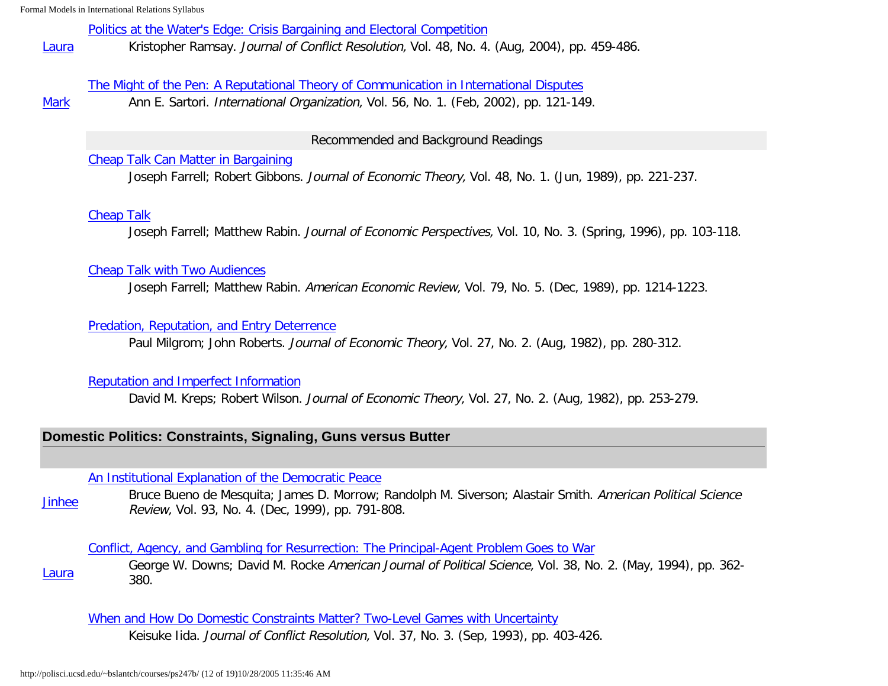Laura — Politics at the Water's Edge: Crisis Bargaining and Electoral Competition
Kristopher Ramsay. *Journal of Conflict Resolution,* Vol. 48, No. 4. (Aug, 2004), pp. 459-486.

Mark — The Might of the Pen: A Reputational Theory of Communication in International Disputes
Ann E. Sartori. *International Organization,* Vol. 56, No. 1. (Feb, 2002), pp. 121-149.

### Recommended and Background Readings

Cheap Talk Can Matter in Bargaining
Joseph Farrell; Robert Gibbons. *Journal of Economic Theory,* Vol. 48, No. 1. (Jun, 1989), pp. 221-237.

Cheap Talk
Joseph Farrell; Matthew Rabin. *Journal of Economic Perspectives,* Vol. 10, No. 3. (Spring, 1996), pp. 103-118.

Cheap Talk with Two Audiences
Joseph Farrell; Matthew Rabin. *American Economic Review,* Vol. 79, No. 5. (Dec, 1989), pp. 1214-1223.

Predation, Reputation, and Entry Deterrence
Paul Milgrom; John Roberts. *Journal of Economic Theory,* Vol. 27, No. 2. (Aug, 1982), pp. 280-312.

Reputation and Imperfect Information
David M. Kreps; Robert Wilson. *Journal of Economic Theory,* Vol. 27, No. 2. (Aug, 1982), pp. 253-279.

## Domestic Politics: Constraints, Signaling, Guns versus Butter

Jinhee — An Institutional Explanation of the Democratic Peace
Bruce Bueno de Mesquita; James D. Morrow; Randolph M. Siverson; Alastair Smith. *American Political Science Review,* Vol. 93, No. 4. (Dec, 1999), pp. 791-808.

Laura — Conflict, Agency, and Gambling for Resurrection: The Principal-Agent Problem Goes to War
George W. Downs; David M. Rocke *American Journal of Political Science,* Vol. 38, No. 2. (May, 1994), pp. 362-380.

When and How Do Domestic Constraints Matter? Two-Level Games with Uncertainty
Keisuke Iida. *Journal of Conflict Resolution,* Vol. 37, No. 3. (Sep, 1993), pp. 403-426.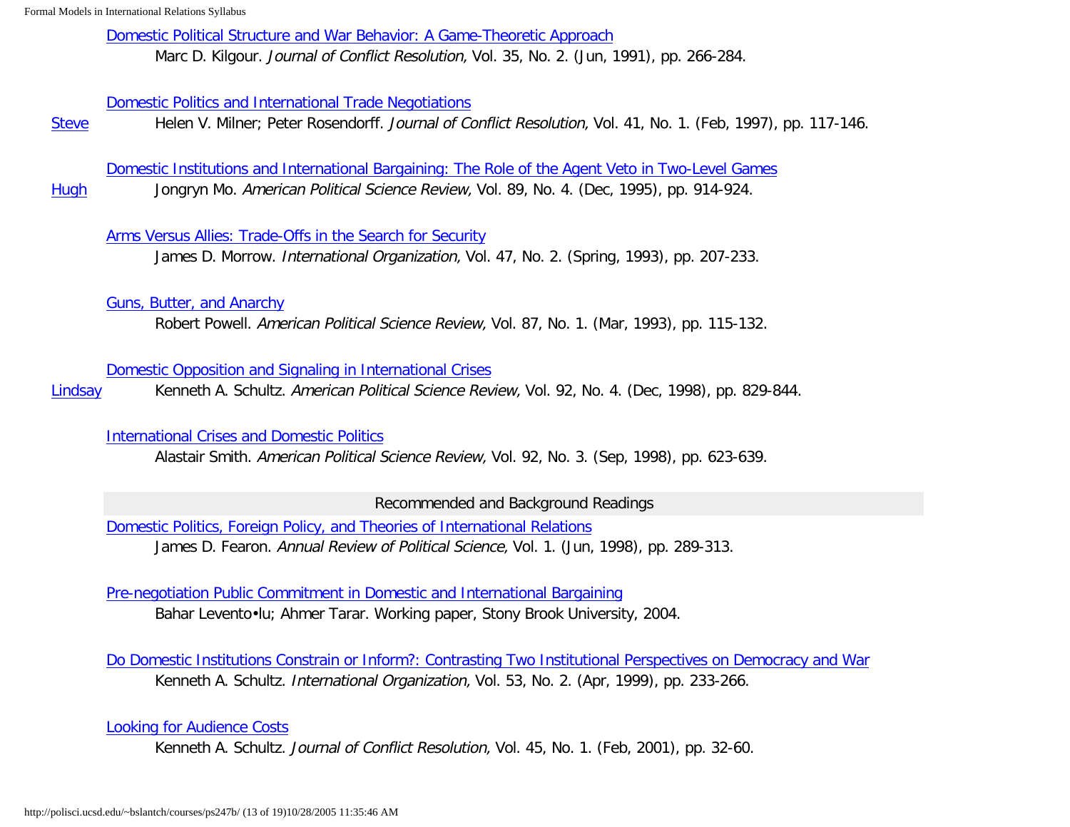[Domestic Political Structure and War Behavior: A Game-Theoretic Approach]
Marc D. Kilgour. *Journal of Conflict Resolution,* Vol. 35, No. 2. (Jun, 1991), pp. 266-284.

[Domestic Politics and International Trade Negotiations]
Steve — Helen V. Milner; Peter Rosendorff. *Journal of Conflict Resolution,* Vol. 41, No. 1. (Feb, 1997), pp. 117-146.

[Domestic Institutions and International Bargaining: The Role of the Agent Veto in Two-Level Games]
Hugh — Jongryn Mo. *American Political Science Review,* Vol. 89, No. 4. (Dec, 1995), pp. 914-924.

[Arms Versus Allies: Trade-Offs in the Search for Security]
James D. Morrow. *International Organization,* Vol. 47, No. 2. (Spring, 1993), pp. 207-233.

[Guns, Butter, and Anarchy]
Robert Powell. *American Political Science Review,* Vol. 87, No. 1. (Mar, 1993), pp. 115-132.

[Domestic Opposition and Signaling in International Crises]
Lindsay — Kenneth A. Schultz. *American Political Science Review,* Vol. 92, No. 4. (Dec, 1998), pp. 829-844.

[International Crises and Domestic Politics]
Alastair Smith. *American Political Science Review,* Vol. 92, No. 3. (Sep, 1998), pp. 623-639.

### Recommended and Background Readings

[Domestic Politics, Foreign Policy, and Theories of International Relations]
James D. Fearon. *Annual Review of Political Science,* Vol. 1. (Jun, 1998), pp. 289-313.

[Pre-negotiation Public Commitment in Domestic and International Bargaining]
Bahar Levento•lu; Ahmer Tarar. Working paper, Stony Brook University, 2004.

[Do Domestic Institutions Constrain or Inform?: Contrasting Two Institutional Perspectives on Democracy and War]
Kenneth A. Schultz. *International Organization,* Vol. 53, No. 2. (Apr, 1999), pp. 233-266.

[Looking for Audience Costs]
Kenneth A. Schultz. *Journal of Conflict Resolution,* Vol. 45, No. 1. (Feb, 2001), pp. 32-60.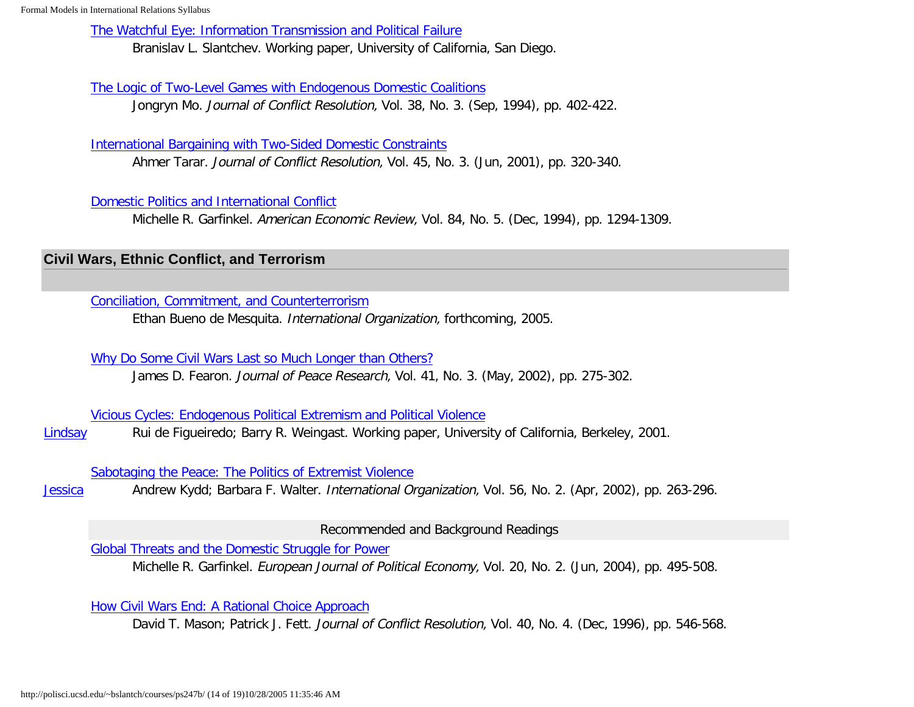The Watchful Eye: Information Transmission and Political Failure
Branislav L. Slantchev. Working paper, University of California, San Diego.

The Logic of Two-Level Games with Endogenous Domestic Coalitions
Jongryn Mo. *Journal of Conflict Resolution,* Vol. 38, No. 3. (Sep, 1994), pp. 402-422.

International Bargaining with Two-Sided Domestic Constraints
Ahmer Tarar. *Journal of Conflict Resolution,* Vol. 45, No. 3. (Jun, 2001), pp. 320-340.

Domestic Politics and International Conflict
Michelle R. Garfinkel. *American Economic Review,* Vol. 84, No. 5. (Dec, 1994), pp. 1294-1309.

## Civil Wars, Ethnic Conflict, and Terrorism

Conciliation, Commitment, and Counterterrorism
Ethan Bueno de Mesquita. *International Organization,* forthcoming, 2005.

Why Do Some Civil Wars Last so Much Longer than Others?
James D. Fearon. *Journal of Peace Research,* Vol. 41, No. 3. (May, 2002), pp. 275-302.

Vicious Cycles: Endogenous Political Extremism and Political Violence
Lindsay — Rui de Figueiredo; Barry R. Weingast. Working paper, University of California, Berkeley, 2001.

Sabotaging the Peace: The Politics of Extremist Violence
Jessica — Andrew Kydd; Barbara F. Walter. *International Organization,* Vol. 56, No. 2. (Apr, 2002), pp. 263-296.

### Recommended and Background Readings

Global Threats and the Domestic Struggle for Power
Michelle R. Garfinkel. *European Journal of Political Economy,* Vol. 20, No. 2. (Jun, 2004), pp. 495-508.

How Civil Wars End: A Rational Choice Approach
David T. Mason; Patrick J. Fett. *Journal of Conflict Resolution,* Vol. 40, No. 4. (Dec, 1996), pp. 546-568.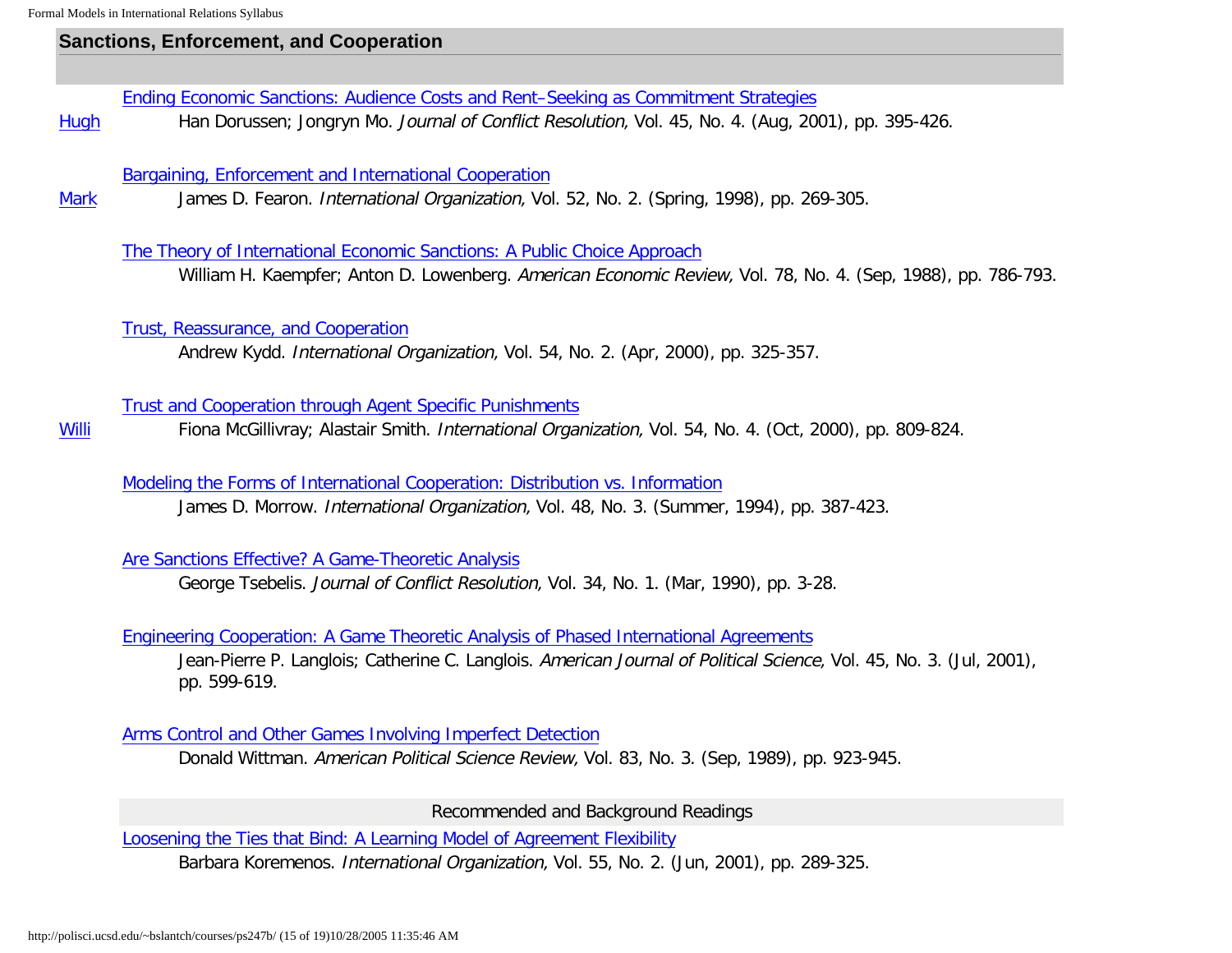## Sanctions, Enforcement, and Cooperation

Ending Economic Sanctions: Audience Costs and Rent–Seeking as Commitment Strategies
Hugh — Han Dorussen; Jongryn Mo. *Journal of Conflict Resolution,* Vol. 45, No. 4. (Aug, 2001), pp. 395-426.

Bargaining, Enforcement and International Cooperation
Mark — James D. Fearon. *International Organization,* Vol. 52, No. 2. (Spring, 1998), pp. 269-305.

The Theory of International Economic Sanctions: A Public Choice Approach
William H. Kaempfer; Anton D. Lowenberg. *American Economic Review,* Vol. 78, No. 4. (Sep, 1988), pp. 786-793.

Trust, Reassurance, and Cooperation
Andrew Kydd. *International Organization,* Vol. 54, No. 2. (Apr, 2000), pp. 325-357.

Trust and Cooperation through Agent Specific Punishments
Willi — Fiona McGillivray; Alastair Smith. *International Organization,* Vol. 54, No. 4. (Oct, 2000), pp. 809-824.

Modeling the Forms of International Cooperation: Distribution vs. Information
James D. Morrow. *International Organization,* Vol. 48, No. 3. (Summer, 1994), pp. 387-423.

Are Sanctions Effective? A Game-Theoretic Analysis
George Tsebelis. *Journal of Conflict Resolution,* Vol. 34, No. 1. (Mar, 1990), pp. 3-28.

Engineering Cooperation: A Game Theoretic Analysis of Phased International Agreements
Jean-Pierre P. Langlois; Catherine C. Langlois. *American Journal of Political Science,* Vol. 45, No. 3. (Jul, 2001), pp. 599-619.

Arms Control and Other Games Involving Imperfect Detection
Donald Wittman. *American Political Science Review,* Vol. 83, No. 3. (Sep, 1989), pp. 923-945.

### Recommended and Background Readings

Loosening the Ties that Bind: A Learning Model of Agreement Flexibility
Barbara Koremenos. *International Organization,* Vol. 55, No. 2. (Jun, 2001), pp. 289-325.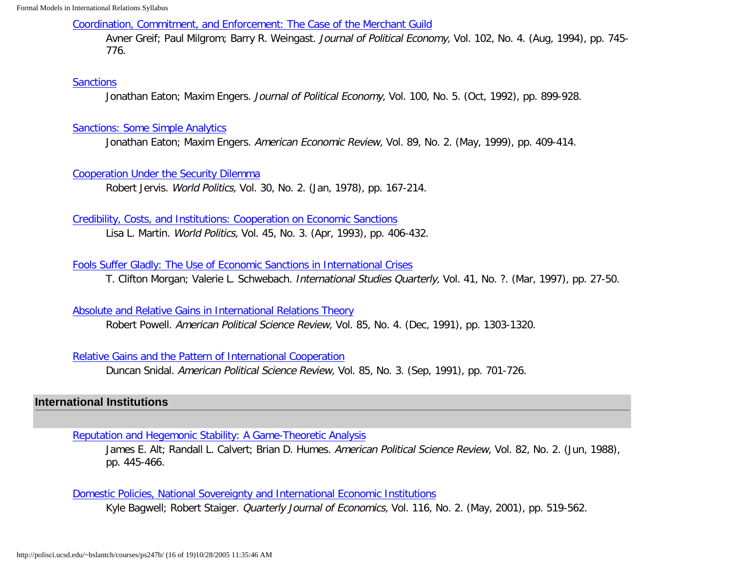Coordination, Commitment, and Enforcement: The Case of the Merchant Guild
Avner Greif; Paul Milgrom; Barry R. Weingast. *Journal of Political Economy,* Vol. 102, No. 4. (Aug, 1994), pp. 745-776.

Sanctions
Jonathan Eaton; Maxim Engers. *Journal of Political Economy,* Vol. 100, No. 5. (Oct, 1992), pp. 899-928.

Sanctions: Some Simple Analytics
Jonathan Eaton; Maxim Engers. *American Economic Review,* Vol. 89, No. 2. (May, 1999), pp. 409-414.

Cooperation Under the Security Dilemma
Robert Jervis. *World Politics,* Vol. 30, No. 2. (Jan, 1978), pp. 167-214.

Credibility, Costs, and Institutions: Cooperation on Economic Sanctions
Lisa L. Martin. *World Politics,* Vol. 45, No. 3. (Apr, 1993), pp. 406-432.

Fools Suffer Gladly: The Use of Economic Sanctions in International Crises
T. Clifton Morgan; Valerie L. Schwebach. *International Studies Quarterly,* Vol. 41, No. ?. (Mar, 1997), pp. 27-50.

Absolute and Relative Gains in International Relations Theory
Robert Powell. *American Political Science Review,* Vol. 85, No. 4. (Dec, 1991), pp. 1303-1320.

Relative Gains and the Pattern of International Cooperation
Duncan Snidal. *American Political Science Review,* Vol. 85, No. 3. (Sep, 1991), pp. 701-726.

## International Institutions

Reputation and Hegemonic Stability: A Game-Theoretic Analysis
James E. Alt; Randall L. Calvert; Brian D. Humes. *American Political Science Review,* Vol. 82, No. 2. (Jun, 1988), pp. 445-466.

Domestic Policies, National Sovereignty and International Economic Institutions
Kyle Bagwell; Robert Staiger. *Quarterly Journal of Economics,* Vol. 116, No. 2. (May, 2001), pp. 519-562.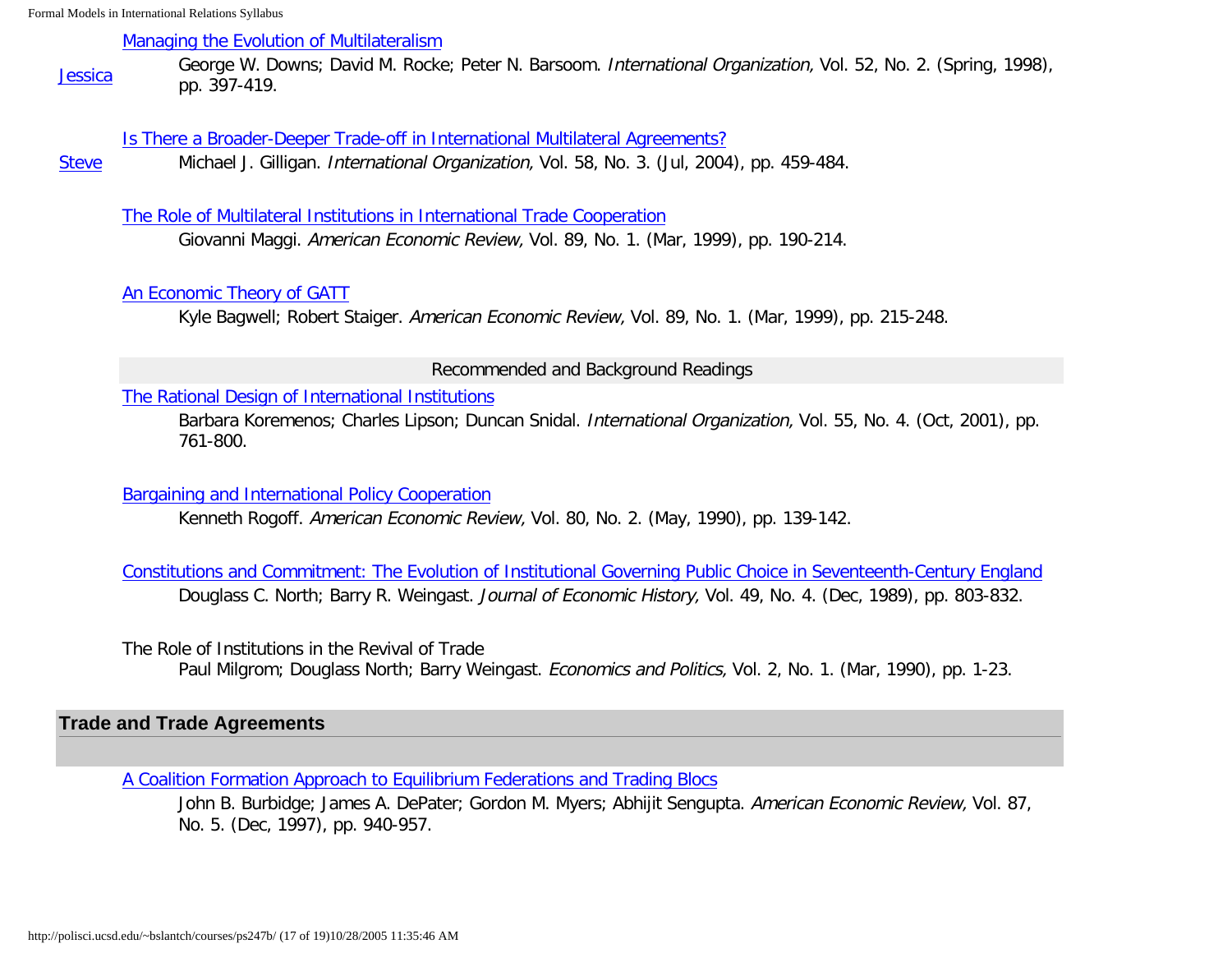Managing the Evolution of Multilateralism

Jessica — George W. Downs; David M. Rocke; Peter N. Barsoom. *International Organization,* Vol. 52, No. 2. (Spring, 1998), pp. 397-419.

Is There a Broader-Deeper Trade-off in International Multilateral Agreements?

Steve — Michael J. Gilligan. *International Organization,* Vol. 58, No. 3. (Jul, 2004), pp. 459-484.

The Role of Multilateral Institutions in International Trade Cooperation

Giovanni Maggi. *American Economic Review,* Vol. 89, No. 1. (Mar, 1999), pp. 190-214.

An Economic Theory of GATT

Kyle Bagwell; Robert Staiger. *American Economic Review,* Vol. 89, No. 1. (Mar, 1999), pp. 215-248.

Recommended and Background Readings

The Rational Design of International Institutions

Barbara Koremenos; Charles Lipson; Duncan Snidal. *International Organization,* Vol. 55, No. 4. (Oct, 2001), pp. 761-800.

Bargaining and International Policy Cooperation

Kenneth Rogoff. *American Economic Review,* Vol. 80, No. 2. (May, 1990), pp. 139-142.

Constitutions and Commitment: The Evolution of Institutional Governing Public Choice in Seventeenth-Century England

Douglass C. North; Barry R. Weingast. *Journal of Economic History,* Vol. 49, No. 4. (Dec, 1989), pp. 803-832.

The Role of Institutions in the Revival of Trade

Paul Milgrom; Douglass North; Barry Weingast. *Economics and Politics,* Vol. 2, No. 1. (Mar, 1990), pp. 1-23.

## Trade and Trade Agreements

A Coalition Formation Approach to Equilibrium Federations and Trading Blocs

John B. Burbidge; James A. DePater; Gordon M. Myers; Abhijit Sengupta. *American Economic Review,* Vol. 87, No. 5. (Dec, 1997), pp. 940-957.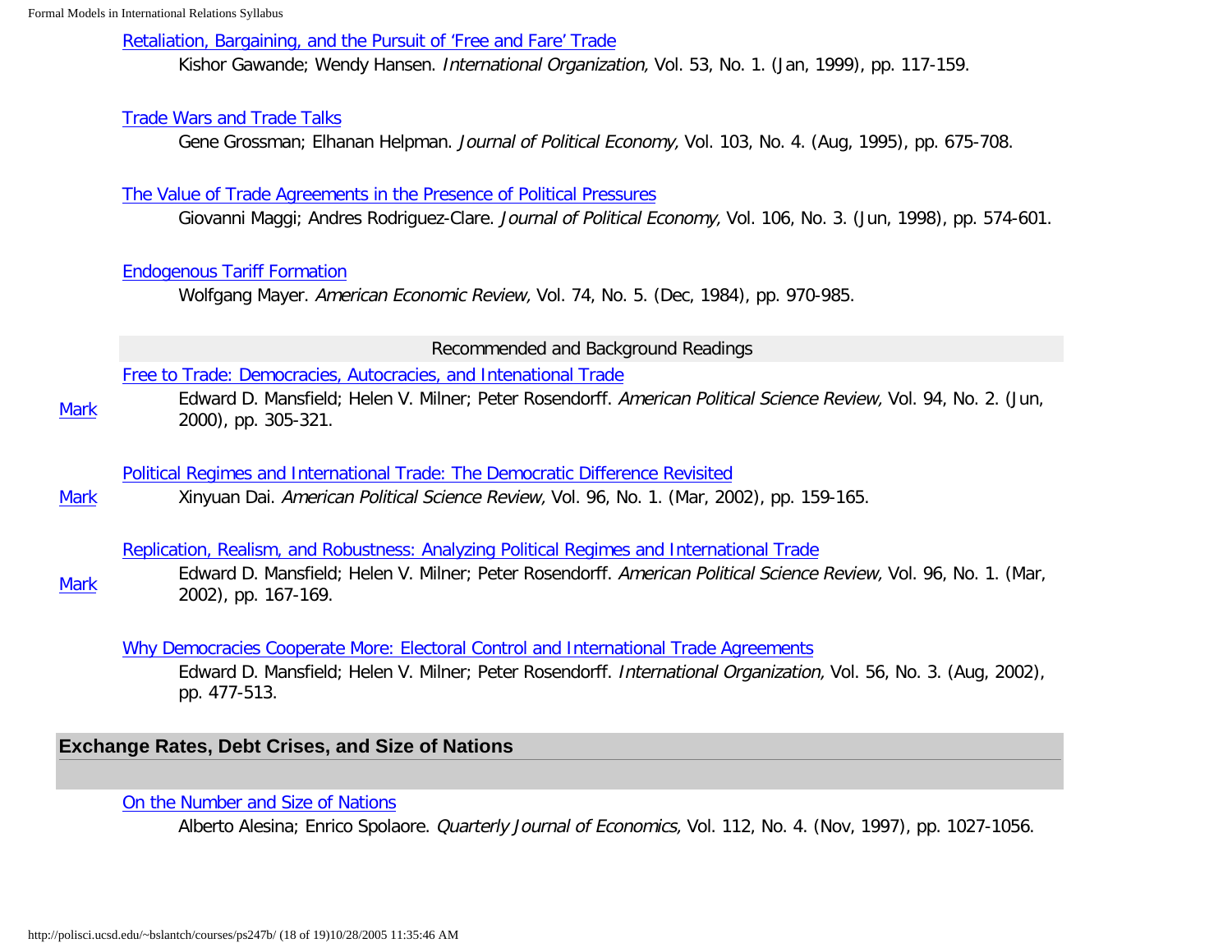Retaliation, Bargaining, and the Pursuit of 'Free and Fare' Trade
Kishor Gawande; Wendy Hansen. *International Organization,* Vol. 53, No. 1. (Jan, 1999), pp. 117-159.

Trade Wars and Trade Talks
Gene Grossman; Elhanan Helpman. *Journal of Political Economy,* Vol. 103, No. 4. (Aug, 1995), pp. 675-708.

The Value of Trade Agreements in the Presence of Political Pressures
Giovanni Maggi; Andres Rodriguez-Clare. *Journal of Political Economy,* Vol. 106, No. 3. (Jun, 1998), pp. 574-601.

Endogenous Tariff Formation
Wolfgang Mayer. *American Economic Review,* Vol. 74, No. 5. (Dec, 1984), pp. 970-985.

Recommended and Background Readings

Mark — Free to Trade: Democracies, Autocracies, and Intenational Trade
Edward D. Mansfield; Helen V. Milner; Peter Rosendorff. *American Political Science Review,* Vol. 94, No. 2. (Jun, 2000), pp. 305-321.

Mark — Political Regimes and International Trade: The Democratic Difference Revisited
Xinyuan Dai. *American Political Science Review,* Vol. 96, No. 1. (Mar, 2002), pp. 159-165.

Mark — Replication, Realism, and Robustness: Analyzing Political Regimes and International Trade
Edward D. Mansfield; Helen V. Milner; Peter Rosendorff. *American Political Science Review,* Vol. 96, No. 1. (Mar, 2002), pp. 167-169.

Why Democracies Cooperate More: Electoral Control and International Trade Agreements
Edward D. Mansfield; Helen V. Milner; Peter Rosendorff. *International Organization,* Vol. 56, No. 3. (Aug, 2002), pp. 477-513.

## Exchange Rates, Debt Crises, and Size of Nations

On the Number and Size of Nations
Alberto Alesina; Enrico Spolaore. *Quarterly Journal of Economics,* Vol. 112, No. 4. (Nov, 1997), pp. 1027-1056.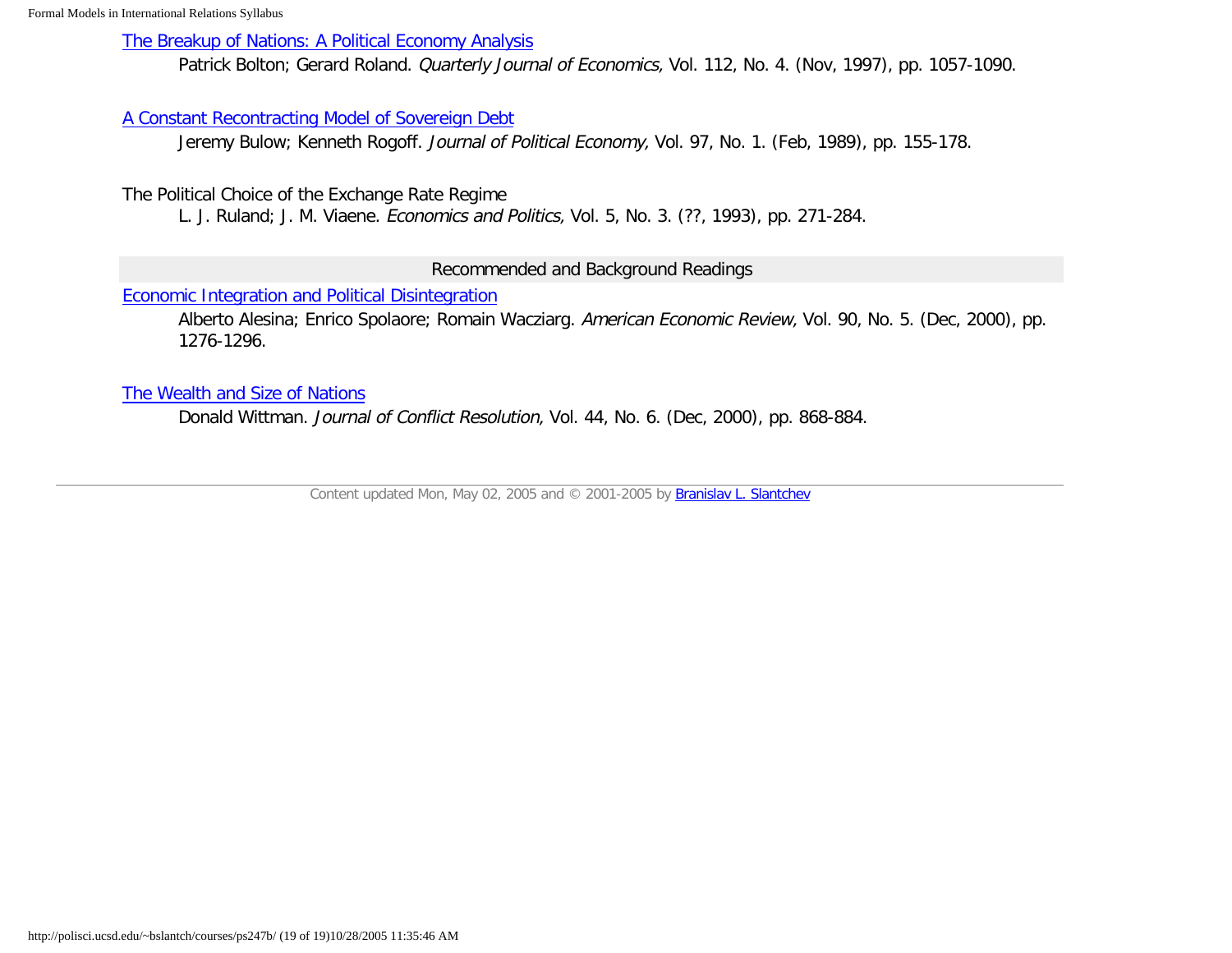[The Breakup of Nations: A Political Economy Analysis]
Patrick Bolton; Gerard Roland. *Quarterly Journal of Economics,* Vol. 112, No. 4. (Nov, 1997), pp. 1057-1090.

[A Constant Recontracting Model of Sovereign Debt]
Jeremy Bulow; Kenneth Rogoff. *Journal of Political Economy,* Vol. 97, No. 1. (Feb, 1989), pp. 155-178.

The Political Choice of the Exchange Rate Regime
L. J. Ruland; J. M. Viaene. *Economics and Politics,* Vol. 5, No. 3. (??, 1993), pp. 271-284.

### Recommended and Background Readings

[Economic Integration and Political Disintegration]
Alberto Alesina; Enrico Spolaore; Romain Wacziarg. *American Economic Review,* Vol. 90, No. 5. (Dec, 2000), pp. 1276-1296.

[The Wealth and Size of Nations]
Donald Wittman. *Journal of Conflict Resolution,* Vol. 44, No. 6. (Dec, 2000), pp. 868-884.

---

Content updated Mon, May 02, 2005 and © 2001-2005 by Branislav L. Slantchev